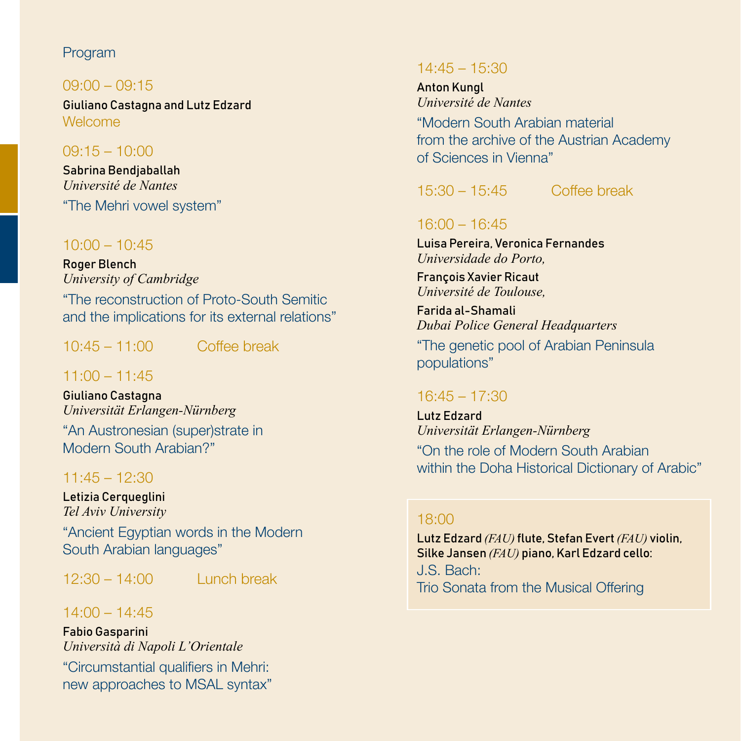## Program

09:00 – 09:15
**Giuliano Castagna and Lutz Edzard**
Welcome

09:15 – 10:00
**Sabrina Bendjaballah**
*Université de Nantes*
“The Mehri vowel system”

10:00 – 10:45
**Roger Blench**
*University of Cambridge*
“The reconstruction of Proto-South Semitic and the implications for its external relations”

10:45 – 11:00 Coffee break

11:00 – 11:45
**Giuliano Castagna**
*Universität Erlangen-Nürnberg*
“An Austronesian (super)strate in Modern South Arabian?”

11:45 – 12:30
**Letizia Cerqueglini**
*Tel Aviv University*
“Ancient Egyptian words in the Modern South Arabian languages”

12:30 – 14:00 Lunch break

14:00 – 14:45
**Fabio Gasparini**
*Università di Napoli L’Orientale*
“Circumstantial qualifiers in Mehri: new approaches to MSAL syntax”

14:45 – 15:30
**Anton Kungl**
*Université de Nantes*
“Modern South Arabian material from the archive of the Austrian Academy of Sciences in Vienna”

15:30 – 15:45 Coffee break

16:00 – 16:45
**Luisa Pereira, Veronica Fernandes**
*Universidade do Porto,*
**François Xavier Ricaut**
*Université de Toulouse,*
**Farida al-Shamali**
*Dubai Police General Headquarters*
“The genetic pool of Arabian Peninsula populations”

16:45 – 17:30
**Lutz Edzard**
*Universität Erlangen-Nürnberg*
“On the role of Modern South Arabian within the Doha Historical Dictionary of Arabic”

18:00
**Lutz Edzard** *(FAU)* **flute, Stefan Evert** *(FAU)* **violin, Silke Jansen** *(FAU)* **piano, Karl Edzard cello:**
J.S. Bach:
Trio Sonata from the Musical Offering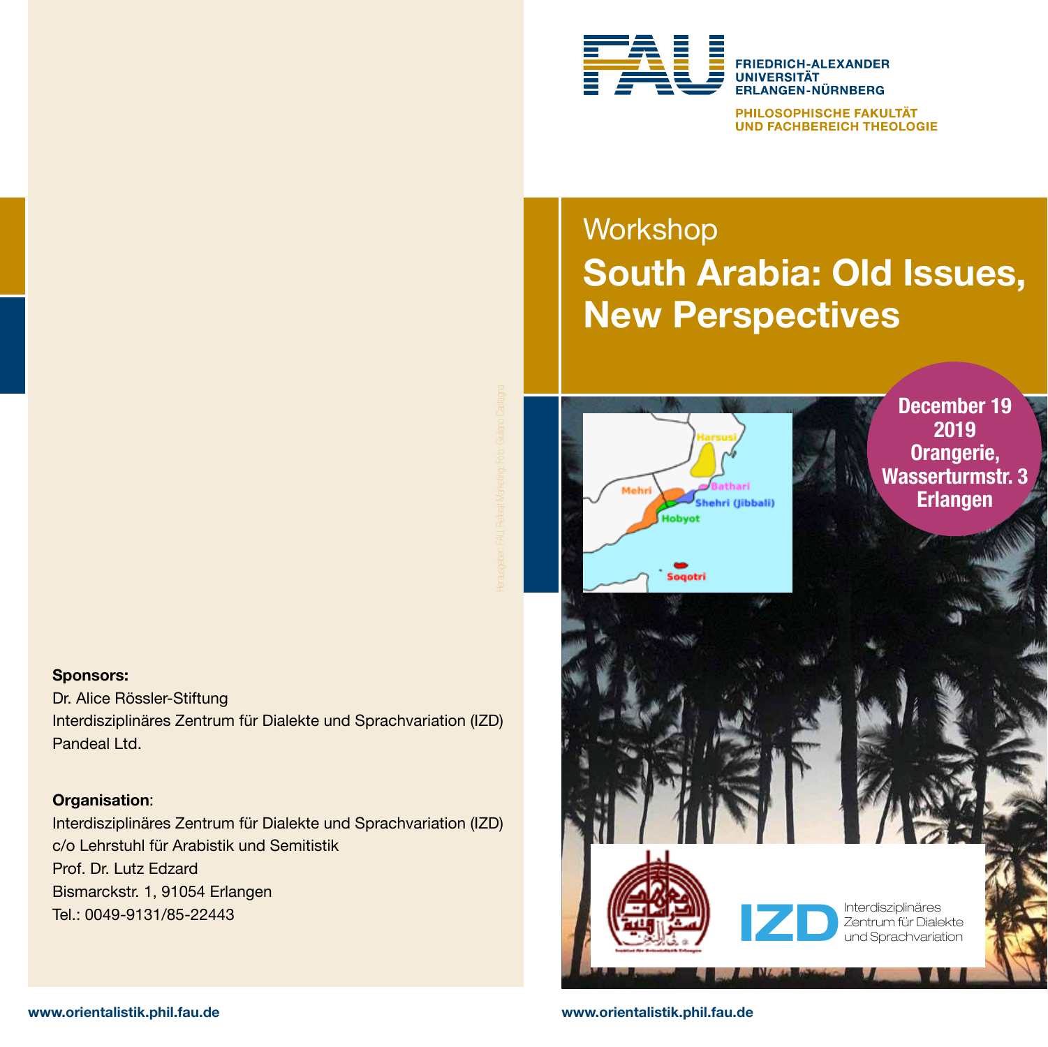Herausgeber: FAU, Referat Marketing; Foto: Giuliano Castagna

**Sponsors:**
Dr. Alice Rössler-Stiftung
Interdisziplinäres Zentrum für Dialekte und Sprachvariation (IZD)
Pandeal Ltd.

**Organisation**:
Interdisziplinäres Zentrum für Dialekte und Sprachvariation (IZD)
c/o Lehrstuhl für Arabistik und Semitistik
Prof. Dr. Lutz Edzard
Bismarckstr. 1, 91054 Erlangen
Tel.: 0049-9131/85-22443

**www.orientalistik.phil.fau.de**

FRIEDRICH-ALEXANDER
UNIVERSITÄT
ERLANGEN-NÜRNBERG

PHILOSOPHISCHE FAKULTÄT
UND FACHBEREICH THEOLOGIE

Workshop

# South Arabia: Old Issues, New Perspectives

**December 19**
**2019**
**Orangerie,**
**Wasserturmstr. 3**
**Erlangen**

Harsusi
Mehri
Bathari
Shehri (Jibbali)
Hobyot
Soqotri

IZD Interdisziplinäres Zentrum für Dialekte und Sprachvariation

**www.orientalistik.phil.fau.de**